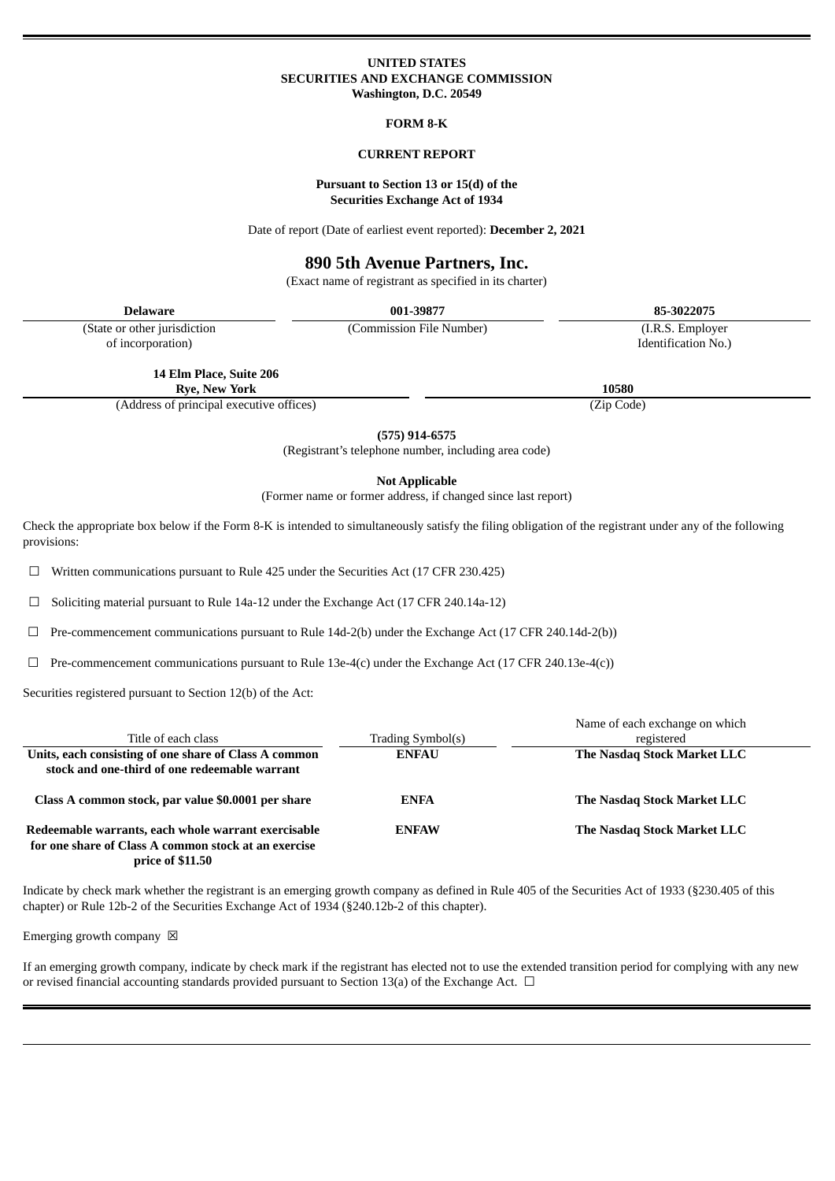# UNITED STATES
# SECURITIES AND EXCHANGE COMMISSION
**Washington, D.C. 20549**

## FORM 8-K

## CURRENT REPORT

**Pursuant to Section 13 or 15(d) of the Securities Exchange Act of 1934**

Date of report (Date of earliest event reported): **December 2, 2021**

# 890 5th Avenue Partners, Inc.

(Exact name of registrant as specified in its charter)

| Delaware | 001-39877 | 85-3022075 |
|---|---|---|
| (State or other jurisdiction of incorporation) | (Commission File Number) | (I.R.S. Employer Identification No.) |

| 14 Elm Place, Suite 206 Rye, New York | 10580 |
|---|---|
| (Address of principal executive offices) | (Zip Code) |

**(575) 914-6575**

(Registrant's telephone number, including area code)

**Not Applicable**

(Former name or former address, if changed since last report)

Check the appropriate box below if the Form 8-K is intended to simultaneously satisfy the filing obligation of the registrant under any of the following provisions:

☐ Written communications pursuant to Rule 425 under the Securities Act (17 CFR 230.425)

☐ Soliciting material pursuant to Rule 14a-12 under the Exchange Act (17 CFR 240.14a-12)

☐ Pre-commencement communications pursuant to Rule 14d-2(b) under the Exchange Act (17 CFR 240.14d-2(b))

☐ Pre-commencement communications pursuant to Rule 13e-4(c) under the Exchange Act (17 CFR 240.13e-4(c))

Securities registered pursuant to Section 12(b) of the Act:

| Title of each class | Trading Symbol(s) | Name of each exchange on which registered |
|---|---|---|
| **Units, each consisting of one share of Class A common stock and one-third of one redeemable warrant** | **ENFAU** | **The Nasdaq Stock Market LLC** |
| **Class A common stock, par value $0.0001 per share** | **ENFA** | **The Nasdaq Stock Market LLC** |
| **Redeemable warrants, each whole warrant exercisable for one share of Class A common stock at an exercise price of $11.50** | **ENFAW** | **The Nasdaq Stock Market LLC** |

Indicate by check mark whether the registrant is an emerging growth company as defined in Rule 405 of the Securities Act of 1933 (§230.405 of this chapter) or Rule 12b-2 of the Securities Exchange Act of 1934 (§240.12b-2 of this chapter).

Emerging growth company ☒

If an emerging growth company, indicate by check mark if the registrant has elected not to use the extended transition period for complying with any new or revised financial accounting standards provided pursuant to Section 13(a) of the Exchange Act. ☐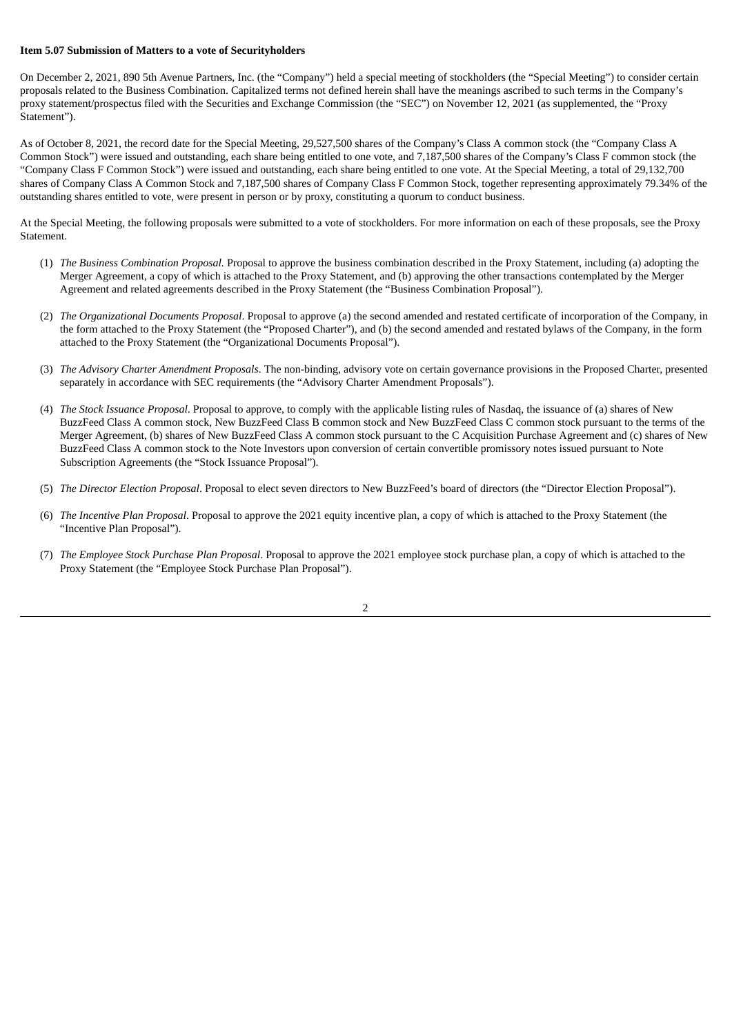**Item 5.07 Submission of Matters to a vote of Securityholders**

On December 2, 2021, 890 5th Avenue Partners, Inc. (the "Company") held a special meeting of stockholders (the "Special Meeting") to consider certain proposals related to the Business Combination. Capitalized terms not defined herein shall have the meanings ascribed to such terms in the Company's proxy statement/prospectus filed with the Securities and Exchange Commission (the "SEC") on November 12, 2021 (as supplemented, the "Proxy Statement").

As of October 8, 2021, the record date for the Special Meeting, 29,527,500 shares of the Company's Class A common stock (the "Company Class A Common Stock") were issued and outstanding, each share being entitled to one vote, and 7,187,500 shares of the Company's Class F common stock (the "Company Class F Common Stock") were issued and outstanding, each share being entitled to one vote. At the Special Meeting, a total of 29,132,700 shares of Company Class A Common Stock and 7,187,500 shares of Company Class F Common Stock, together representing approximately 79.34% of the outstanding shares entitled to vote, were present in person or by proxy, constituting a quorum to conduct business.

At the Special Meeting, the following proposals were submitted to a vote of stockholders. For more information on each of these proposals, see the Proxy Statement.

(1) *The Business Combination Proposal.* Proposal to approve the business combination described in the Proxy Statement, including (a) adopting the Merger Agreement, a copy of which is attached to the Proxy Statement, and (b) approving the other transactions contemplated by the Merger Agreement and related agreements described in the Proxy Statement (the "Business Combination Proposal").

(2) *The Organizational Documents Proposal*. Proposal to approve (a) the second amended and restated certificate of incorporation of the Company, in the form attached to the Proxy Statement (the "Proposed Charter"), and (b) the second amended and restated bylaws of the Company, in the form attached to the Proxy Statement (the "Organizational Documents Proposal").

(3) *The Advisory Charter Amendment Proposals*. The non-binding, advisory vote on certain governance provisions in the Proposed Charter, presented separately in accordance with SEC requirements (the "Advisory Charter Amendment Proposals").

(4) *The Stock Issuance Proposal*. Proposal to approve, to comply with the applicable listing rules of Nasdaq, the issuance of (a) shares of New BuzzFeed Class A common stock, New BuzzFeed Class B common stock and New BuzzFeed Class C common stock pursuant to the terms of the Merger Agreement, (b) shares of New BuzzFeed Class A common stock pursuant to the C Acquisition Purchase Agreement and (c) shares of New BuzzFeed Class A common stock to the Note Investors upon conversion of certain convertible promissory notes issued pursuant to Note Subscription Agreements (the "Stock Issuance Proposal").

(5) *The Director Election Proposal*. Proposal to elect seven directors to New BuzzFeed's board of directors (the "Director Election Proposal").

(6) *The Incentive Plan Proposal*. Proposal to approve the 2021 equity incentive plan, a copy of which is attached to the Proxy Statement (the "Incentive Plan Proposal").

(7) *The Employee Stock Purchase Plan Proposal*. Proposal to approve the 2021 employee stock purchase plan, a copy of which is attached to the Proxy Statement (the "Employee Stock Purchase Plan Proposal").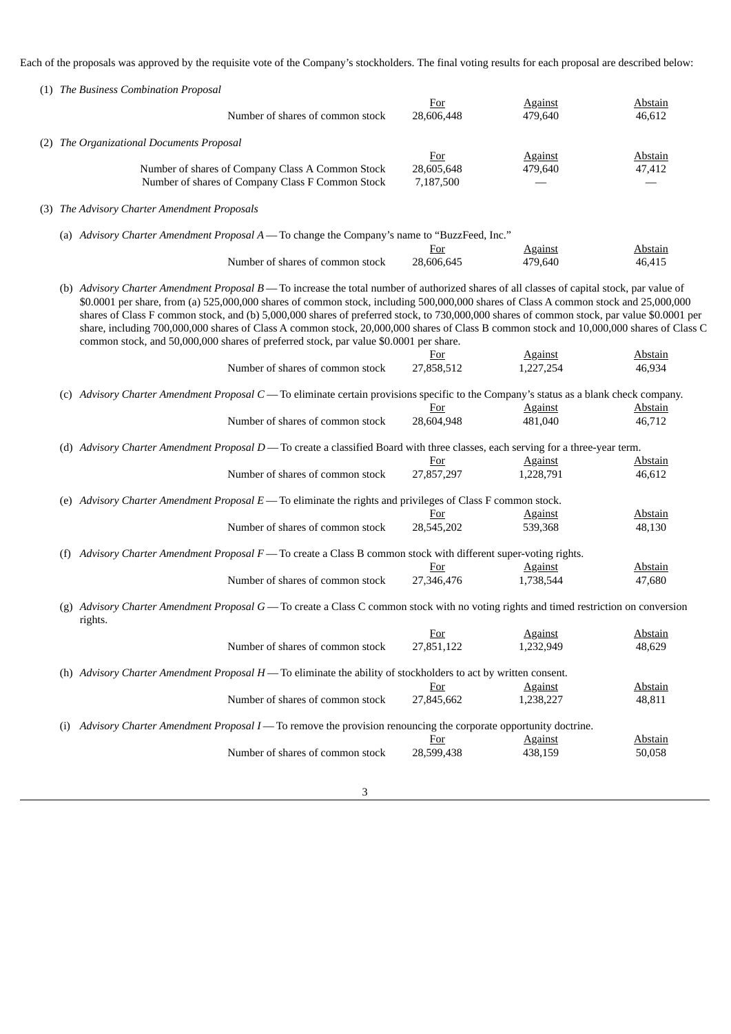Each of the proposals was approved by the requisite vote of the Company's stockholders. The final voting results for each proposal are described below:

(1) *The Business Combination Proposal*

| | For | Against | Abstain |
|---|---|---|---|
| Number of shares of common stock | 28,606,448 | 479,640 | 46,612 |

(2) *The Organizational Documents Proposal*

| | For | Against | Abstain |
|---|---|---|---|
| Number of shares of Company Class A Common Stock | 28,605,648 | 479,640 | 47,412 |
| Number of shares of Company Class F Common Stock | 7,187,500 | — | — |

(3) *The Advisory Charter Amendment Proposals*

(a) *Advisory Charter Amendment Proposal A* — To change the Company's name to "BuzzFeed, Inc."

| | For | Against | Abstain |
|---|---|---|---|
| Number of shares of common stock | 28,606,645 | 479,640 | 46,415 |

(b) *Advisory Charter Amendment Proposal B* — To increase the total number of authorized shares of all classes of capital stock, par value of \$0.0001 per share, from (a) 525,000,000 shares of common stock, including 500,000,000 shares of Class A common stock and 25,000,000 shares of Class F common stock, and (b) 5,000,000 shares of preferred stock, to 730,000,000 shares of common stock, par value \$0.0001 per share, including 700,000,000 shares of Class A common stock, 20,000,000 shares of Class B common stock and 10,000,000 shares of Class C common stock, and 50,000,000 shares of preferred stock, par value \$0.0001 per share.

| | For | Against | Abstain |
|---|---|---|---|
| Number of shares of common stock | 27,858,512 | 1,227,254 | 46,934 |

(c) *Advisory Charter Amendment Proposal C* — To eliminate certain provisions specific to the Company's status as a blank check company.

| | For | Against | Abstain |
|---|---|---|---|
| Number of shares of common stock | 28,604,948 | 481,040 | 46,712 |

(d) *Advisory Charter Amendment Proposal D* — To create a classified Board with three classes, each serving for a three-year term.

| | For | Against | Abstain |
|---|---|---|---|
| Number of shares of common stock | 27,857,297 | 1,228,791 | 46,612 |

(e) *Advisory Charter Amendment Proposal E* — To eliminate the rights and privileges of Class F common stock.

| | For | Against | Abstain |
|---|---|---|---|
| Number of shares of common stock | 28,545,202 | 539,368 | 48,130 |

(f) *Advisory Charter Amendment Proposal F* — To create a Class B common stock with different super-voting rights.

| | For | Against | Abstain |
|---|---|---|---|
| Number of shares of common stock | 27,346,476 | 1,738,544 | 47,680 |

(g) *Advisory Charter Amendment Proposal G* — To create a Class C common stock with no voting rights and timed restriction on conversion rights.

| | For | Against | Abstain |
|---|---|---|---|
| Number of shares of common stock | 27,851,122 | 1,232,949 | 48,629 |

(h) *Advisory Charter Amendment Proposal H* — To eliminate the ability of stockholders to act by written consent.

| | For | Against | Abstain |
|---|---|---|---|
| Number of shares of common stock | 27,845,662 | 1,238,227 | 48,811 |

(i) *Advisory Charter Amendment Proposal I* — To remove the provision renouncing the corporate opportunity doctrine.

| | For | Against | Abstain |
|---|---|---|---|
| Number of shares of common stock | 28,599,438 | 438,159 | 50,058 |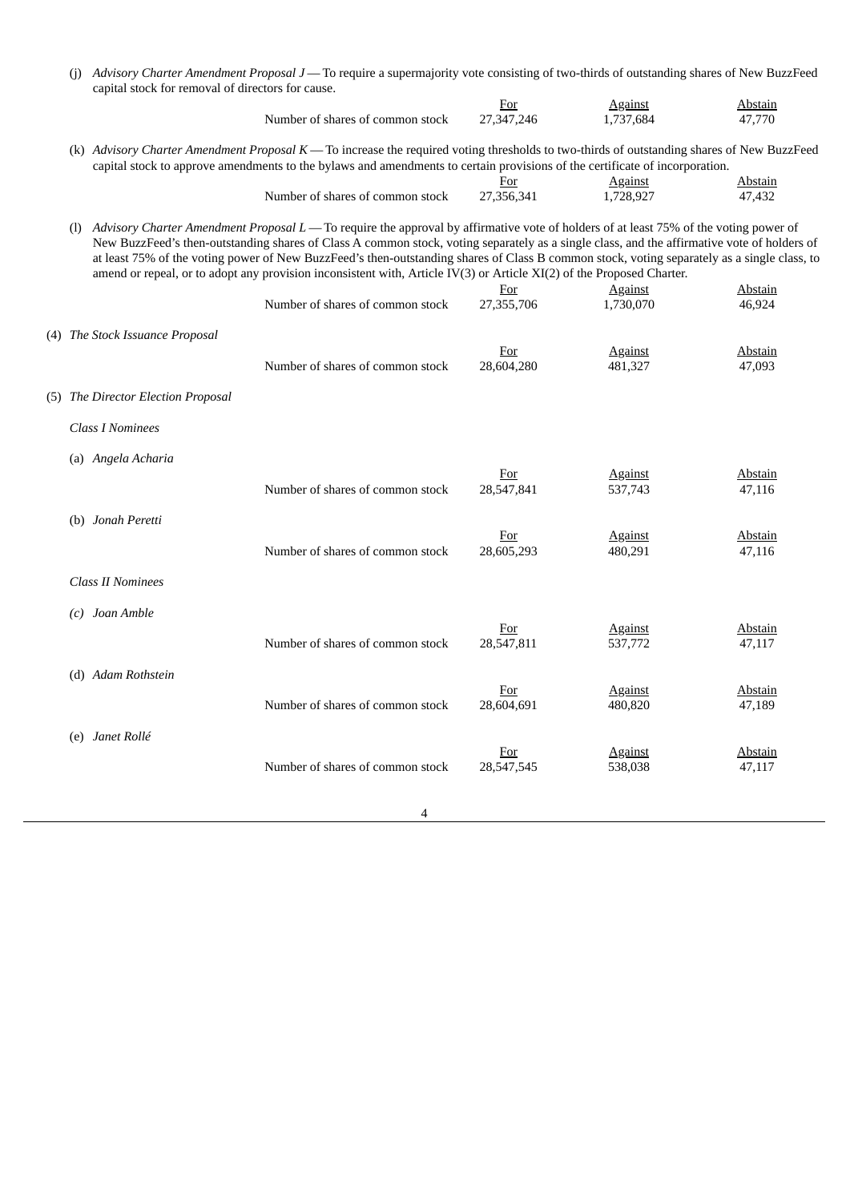(j) *Advisory Charter Amendment Proposal J* — To require a supermajority vote consisting of two-thirds of outstanding shares of New BuzzFeed capital stock for removal of directors for cause.

| | For | Against | Abstain |
|---|---|---|---|
| Number of shares of common stock | 27,347,246 | 1,737,684 | 47,770 |

(k) *Advisory Charter Amendment Proposal K* — To increase the required voting thresholds to two-thirds of outstanding shares of New BuzzFeed capital stock to approve amendments to the bylaws and amendments to certain provisions of the certificate of incorporation.

| | For | Against | Abstain |
|---|---|---|---|
| Number of shares of common stock | 27,356,341 | 1,728,927 | 47,432 |

(l) *Advisory Charter Amendment Proposal L* — To require the approval by affirmative vote of holders of at least 75% of the voting power of New BuzzFeed's then-outstanding shares of Class A common stock, voting separately as a single class, and the affirmative vote of holders of at least 75% of the voting power of New BuzzFeed's then-outstanding shares of Class B common stock, voting separately as a single class, to amend or repeal, or to adopt any provision inconsistent with, Article IV(3) or Article XI(2) of the Proposed Charter.

| | For | Against | Abstain |
|---|---|---|---|
| Number of shares of common stock | 27,355,706 | 1,730,070 | 46,924 |

(4) *The Stock Issuance Proposal*

| | For | Against | Abstain |
|---|---|---|---|
| Number of shares of common stock | 28,604,280 | 481,327 | 47,093 |

(5) *The Director Election Proposal*

*Class I Nominees*

(a) *Angela Acharia*

| | For | Against | Abstain |
|---|---|---|---|
| Number of shares of common stock | 28,547,841 | 537,743 | 47,116 |

(b) *Jonah Peretti*

| | For | Against | Abstain |
|---|---|---|---|
| Number of shares of common stock | 28,605,293 | 480,291 | 47,116 |

*Class II Nominees*

(c) *Joan Amble*

| | For | Against | Abstain |
|---|---|---|---|
| Number of shares of common stock | 28,547,811 | 537,772 | 47,117 |

(d) *Adam Rothstein*

| | For | Against | Abstain |
|---|---|---|---|
| Number of shares of common stock | 28,604,691 | 480,820 | 47,189 |

(e) *Janet Rollé*

| | For | Against | Abstain |
|---|---|---|---|
| Number of shares of common stock | 28,547,545 | 538,038 | 47,117 |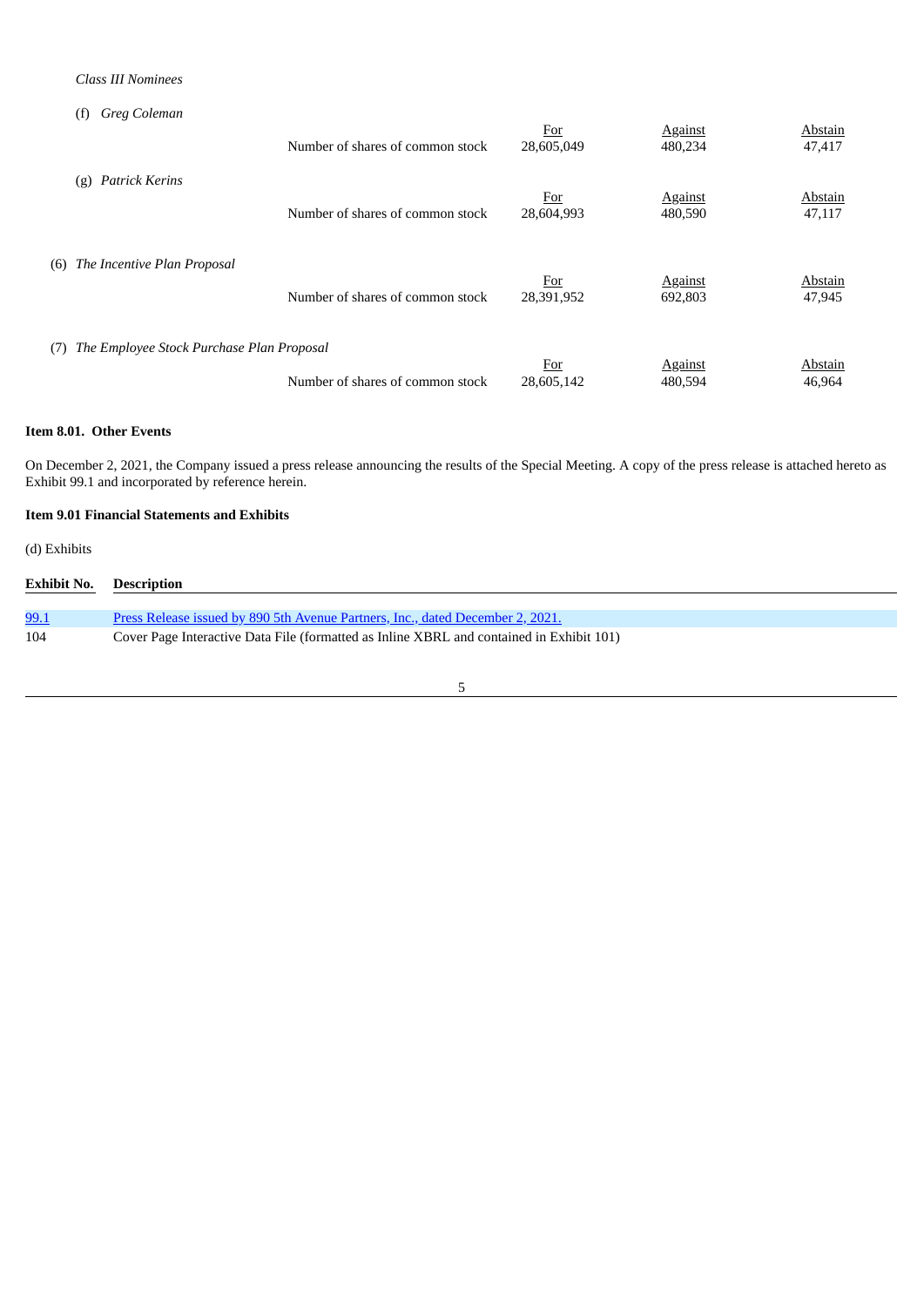*Class III Nominees*

(f) *Greg Coleman*

| | For | Against | Abstain |
|---|---|---|---|
| Number of shares of common stock | 28,605,049 | 480,234 | 47,417 |

(g) *Patrick Kerins*

| | For | Against | Abstain |
|---|---|---|---|
| Number of shares of common stock | 28,604,993 | 480,590 | 47,117 |

(6) *The Incentive Plan Proposal*

| | For | Against | Abstain |
|---|---|---|---|
| Number of shares of common stock | 28,391,952 | 692,803 | 47,945 |

(7) *The Employee Stock Purchase Plan Proposal*

| | For | Against | Abstain |
|---|---|---|---|
| Number of shares of common stock | 28,605,142 | 480,594 | 46,964 |

**Item 8.01. Other Events**

On December 2, 2021, the Company issued a press release announcing the results of the Special Meeting. A copy of the press release is attached hereto as Exhibit 99.1 and incorporated by reference herein.

**Item 9.01 Financial Statements and Exhibits**

(d) Exhibits

| Exhibit No. | Description |
|---|---|
| 99.1 | Press Release issued by 890 5th Avenue Partners, Inc., dated December 2, 2021. |
| 104 | Cover Page Interactive Data File (formatted as Inline XBRL and contained in Exhibit 101) |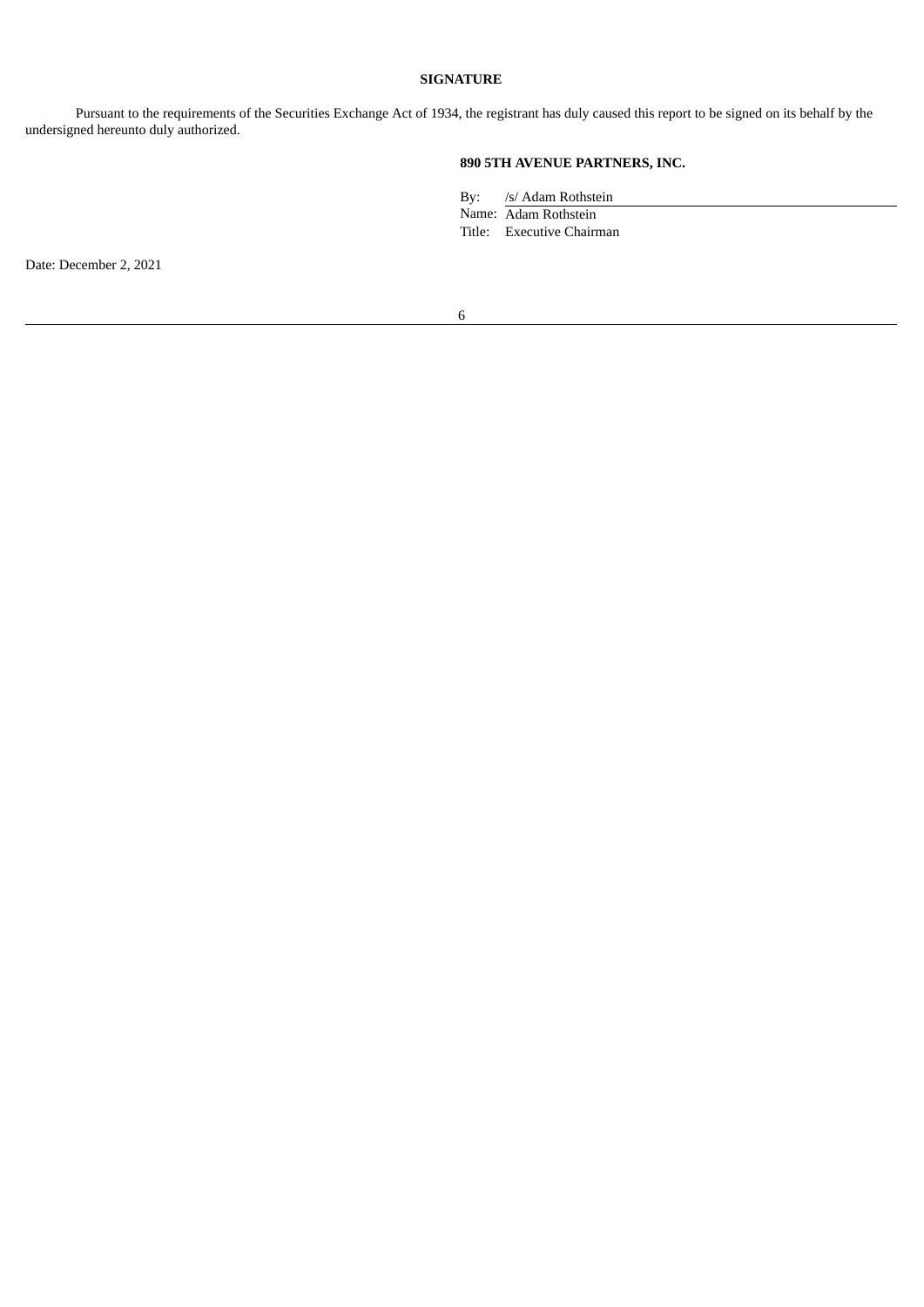**SIGNATURE**

Pursuant to the requirements of the Securities Exchange Act of 1934, the registrant has duly caused this report to be signed on its behalf by the undersigned hereunto duly authorized.

**890 5TH AVENUE PARTNERS, INC.**

By: /s/ Adam Rothstein
Name: Adam Rothstein
Title: Executive Chairman

Date: December 2, 2021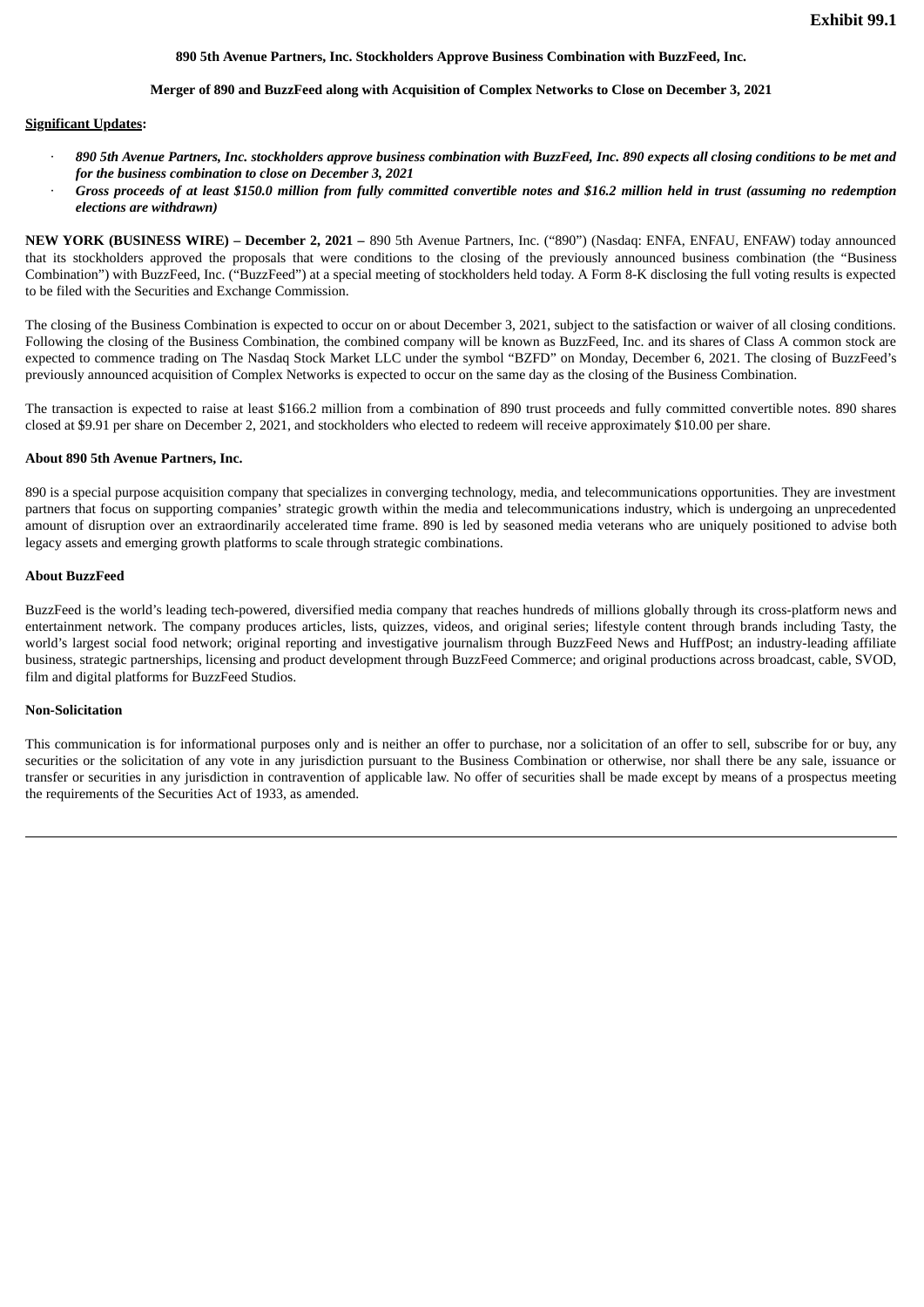**Exhibit 99.1**

**890 5th Avenue Partners, Inc. Stockholders Approve Business Combination with BuzzFeed, Inc.**

**Merger of 890 and BuzzFeed along with Acquisition of Complex Networks to Close on December 3, 2021**

**Significant Updates:**

- ***890 5th Avenue Partners, Inc. stockholders approve business combination with BuzzFeed, Inc. 890 expects all closing conditions to be met and for the business combination to close on December 3, 2021***
- ***Gross proceeds of at least $150.0 million from fully committed convertible notes and $16.2 million held in trust (assuming no redemption elections are withdrawn)***

**NEW YORK (BUSINESS WIRE) – December 2, 2021 –** 890 5th Avenue Partners, Inc. ("890") (Nasdaq: ENFA, ENFAU, ENFAW) today announced that its stockholders approved the proposals that were conditions to the closing of the previously announced business combination (the "Business Combination") with BuzzFeed, Inc. ("BuzzFeed") at a special meeting of stockholders held today. A Form 8-K disclosing the full voting results is expected to be filed with the Securities and Exchange Commission.

The closing of the Business Combination is expected to occur on or about December 3, 2021, subject to the satisfaction or waiver of all closing conditions. Following the closing of the Business Combination, the combined company will be known as BuzzFeed, Inc. and its shares of Class A common stock are expected to commence trading on The Nasdaq Stock Market LLC under the symbol "BZFD" on Monday, December 6, 2021. The closing of BuzzFeed's previously announced acquisition of Complex Networks is expected to occur on the same day as the closing of the Business Combination.

The transaction is expected to raise at least $166.2 million from a combination of 890 trust proceeds and fully committed convertible notes. 890 shares closed at $9.91 per share on December 2, 2021, and stockholders who elected to redeem will receive approximately $10.00 per share.

**About 890 5th Avenue Partners, Inc.**

890 is a special purpose acquisition company that specializes in converging technology, media, and telecommunications opportunities. They are investment partners that focus on supporting companies' strategic growth within the media and telecommunications industry, which is undergoing an unprecedented amount of disruption over an extraordinarily accelerated time frame. 890 is led by seasoned media veterans who are uniquely positioned to advise both legacy assets and emerging growth platforms to scale through strategic combinations.

**About BuzzFeed**

BuzzFeed is the world's leading tech-powered, diversified media company that reaches hundreds of millions globally through its cross-platform news and entertainment network. The company produces articles, lists, quizzes, videos, and original series; lifestyle content through brands including Tasty, the world's largest social food network; original reporting and investigative journalism through BuzzFeed News and HuffPost; an industry-leading affiliate business, strategic partnerships, licensing and product development through BuzzFeed Commerce; and original productions across broadcast, cable, SVOD, film and digital platforms for BuzzFeed Studios.

**Non-Solicitation**

This communication is for informational purposes only and is neither an offer to purchase, nor a solicitation of an offer to sell, subscribe for or buy, any securities or the solicitation of any vote in any jurisdiction pursuant to the Business Combination or otherwise, nor shall there be any sale, issuance or transfer or securities in any jurisdiction in contravention of applicable law. No offer of securities shall be made except by means of a prospectus meeting the requirements of the Securities Act of 1933, as amended.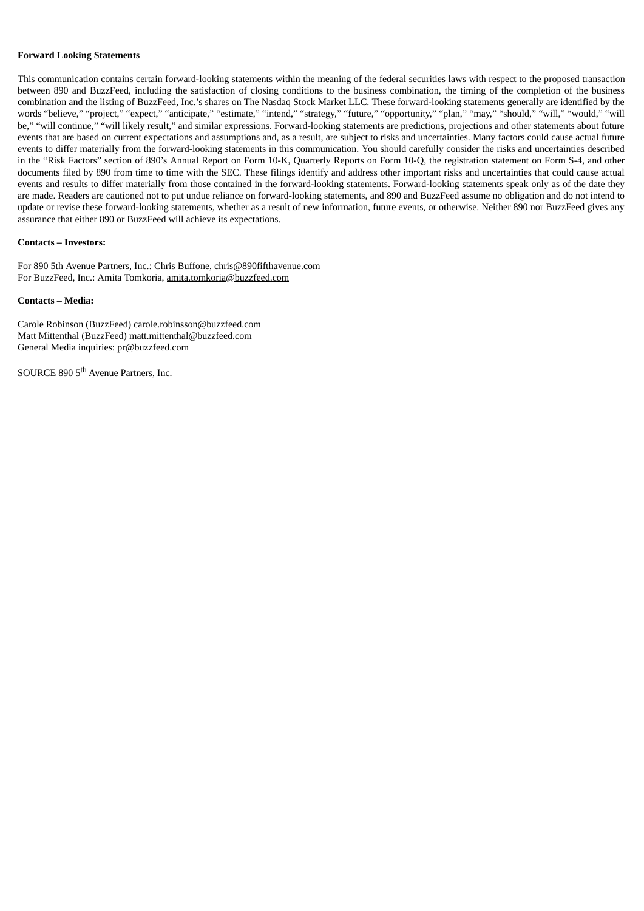**Forward Looking Statements**

This communication contains certain forward-looking statements within the meaning of the federal securities laws with respect to the proposed transaction between 890 and BuzzFeed, including the satisfaction of closing conditions to the business combination, the timing of the completion of the business combination and the listing of BuzzFeed, Inc.'s shares on The Nasdaq Stock Market LLC. These forward-looking statements generally are identified by the words "believe," "project," "expect," "anticipate," "estimate," "intend," "strategy," "future," "opportunity," "plan," "may," "should," "will," "would," "will be," "will continue," "will likely result," and similar expressions. Forward-looking statements are predictions, projections and other statements about future events that are based on current expectations and assumptions and, as a result, are subject to risks and uncertainties. Many factors could cause actual future events to differ materially from the forward-looking statements in this communication. You should carefully consider the risks and uncertainties described in the "Risk Factors" section of 890's Annual Report on Form 10-K, Quarterly Reports on Form 10-Q, the registration statement on Form S-4, and other documents filed by 890 from time to time with the SEC. These filings identify and address other important risks and uncertainties that could cause actual events and results to differ materially from those contained in the forward-looking statements. Forward-looking statements speak only as of the date they are made. Readers are cautioned not to put undue reliance on forward-looking statements, and 890 and BuzzFeed assume no obligation and do not intend to update or revise these forward-looking statements, whether as a result of new information, future events, or otherwise. Neither 890 nor BuzzFeed gives any assurance that either 890 or BuzzFeed will achieve its expectations.

**Contacts – Investors:**

For 890 5th Avenue Partners, Inc.: Chris Buffone, chris@890fifthavenue.com
For BuzzFeed, Inc.: Amita Tomkoria, amita.tomkoria@buzzfeed.com

**Contacts – Media:**

Carole Robinson (BuzzFeed) carole.robinsson@buzzfeed.com
Matt Mittenthal (BuzzFeed) matt.mittenthal@buzzfeed.com
General Media inquiries: pr@buzzfeed.com

SOURCE 890 5th Avenue Partners, Inc.